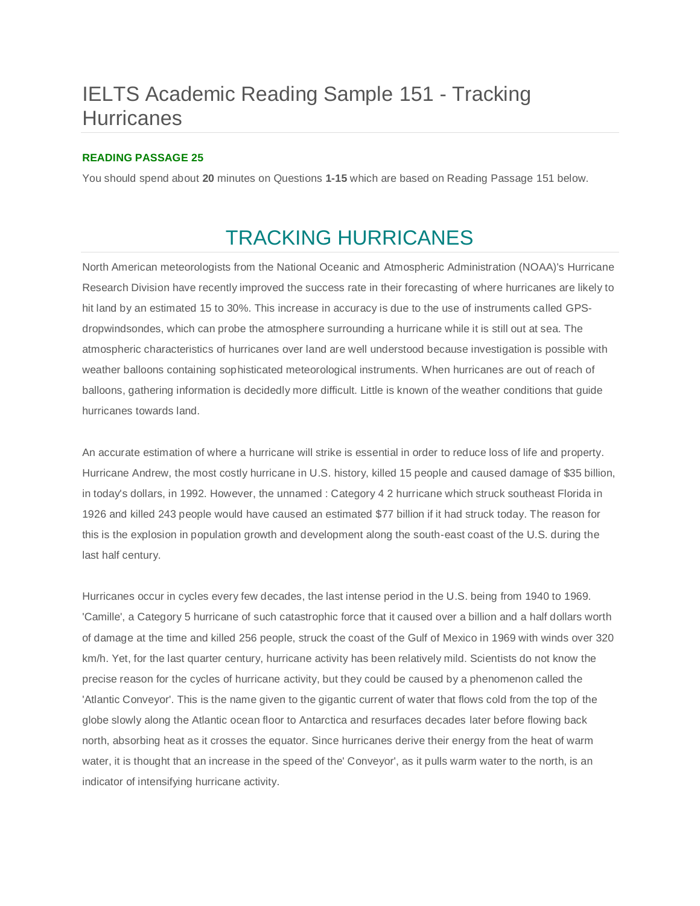# IELTS Academic Reading Sample 151 - Tracking Hurricanes

**READING PASSAGE 25**

You should spend about **20** minutes on Questions **1-15** which are based on Reading Passage 151 below.

## TRACKING HURRICANES

North American meteorologists from the National Oceanic and Atmospheric Administration (NOAA)'s Hurricane Research Division have recently improved the success rate in their forecasting of where hurricanes are likely to hit land by an estimated 15 to 30%. This increase in accuracy is due to the use of instruments called GPS-dropwindsondes, which can probe the atmosphere surrounding a hurricane while it is still out at sea. The atmospheric characteristics of hurricanes over land are well understood because investigation is possible with weather balloons containing sophisticated meteorological instruments. When hurricanes are out of reach of balloons, gathering information is decidedly more difficult. Little is known of the weather conditions that guide hurricanes towards land.

An accurate estimation of where a hurricane will strike is essential in order to reduce loss of life and property. Hurricane Andrew, the most costly hurricane in U.S. history, killed 15 people and caused damage of $35 billion, in today's dollars, in 1992. However, the unnamed : Category 4 2 hurricane which struck southeast Florida in 1926 and killed 243 people would have caused an estimated $77 billion if it had struck today. The reason for this is the explosion in population growth and development along the south-east coast of the U.S. during the last half century.

Hurricanes occur in cycles every few decades, the last intense period in the U.S. being from 1940 to 1969. 'Camille', a Category 5 hurricane of such catastrophic force that it caused over a billion and a half dollars worth of damage at the time and killed 256 people, struck the coast of the Gulf of Mexico in 1969 with winds over 320 km/h. Yet, for the last quarter century, hurricane activity has been relatively mild. Scientists do not know the precise reason for the cycles of hurricane activity, but they could be caused by a phenomenon called the 'Atlantic Conveyor'. This is the name given to the gigantic current of water that flows cold from the top of the globe slowly along the Atlantic ocean floor to Antarctica and resurfaces decades later before flowing back north, absorbing heat as it crosses the equator. Since hurricanes derive their energy from the heat of warm water, it is thought that an increase in the speed of the' Conveyor', as it pulls warm water to the north, is an indicator of intensifying hurricane activity.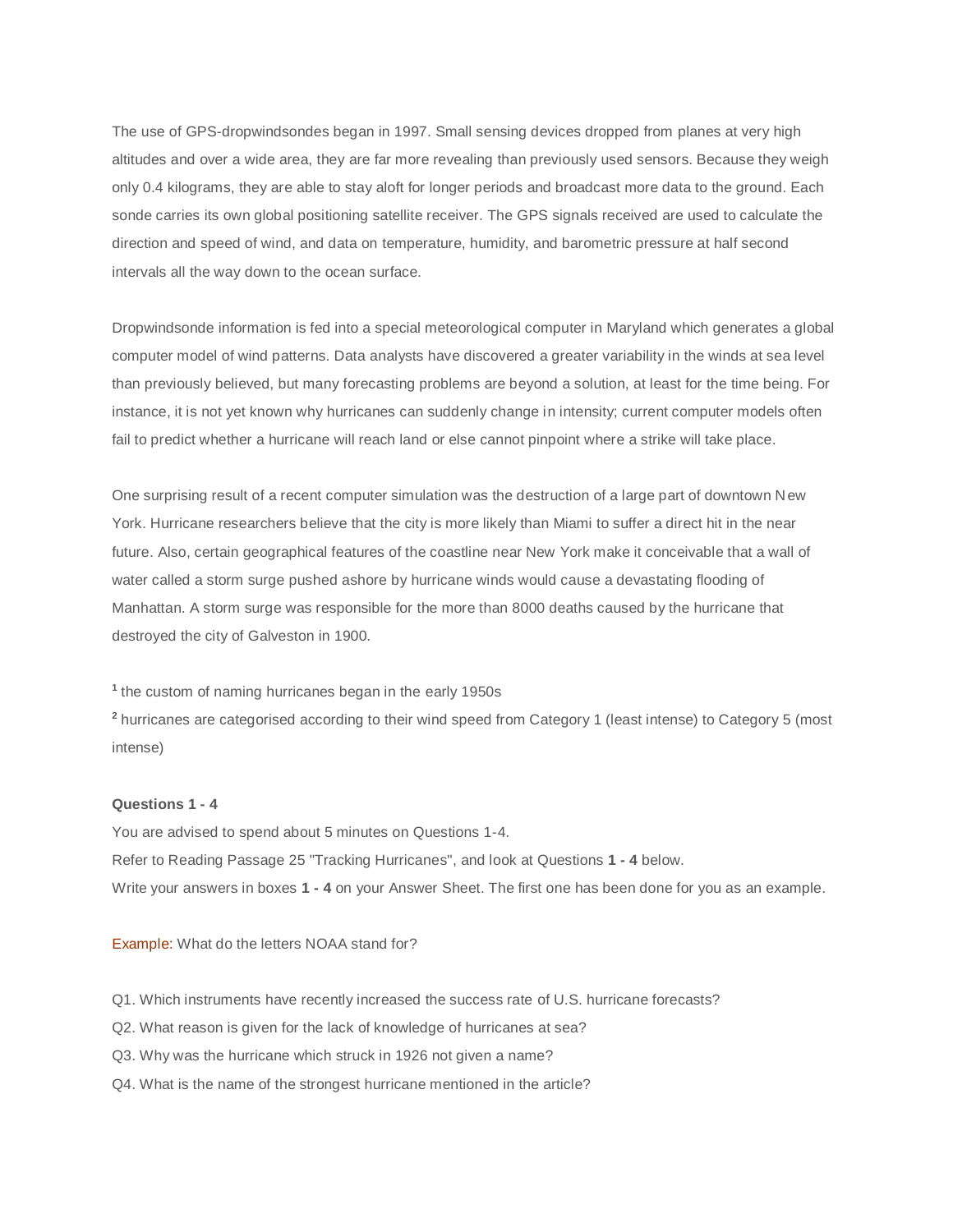The use of GPS-dropwindsondes began in 1997. Small sensing devices dropped from planes at very high altitudes and over a wide area, they are far more revealing than previously used sensors. Because they weigh only 0.4 kilograms, they are able to stay aloft for longer periods and broadcast more data to the ground. Each sonde carries its own global positioning satellite receiver. The GPS signals received are used to calculate the direction and speed of wind, and data on temperature, humidity, and barometric pressure at half second intervals all the way down to the ocean surface.

Dropwindsonde information is fed into a special meteorological computer in Maryland which generates a global computer model of wind patterns. Data analysts have discovered a greater variability in the winds at sea level than previously believed, but many forecasting problems are beyond a solution, at least for the time being. For instance, it is not yet known why hurricanes can suddenly change in intensity; current computer models often fail to predict whether a hurricane will reach land or else cannot pinpoint where a strike will take place.

One surprising result of a recent computer simulation was the destruction of a large part of downtown New York. Hurricane researchers believe that the city is more likely than Miami to suffer a direct hit in the near future. Also, certain geographical features of the coastline near New York make it conceivable that a wall of water called a storm surge pushed ashore by hurricane winds would cause a devastating flooding of Manhattan. A storm surge was responsible for the more than 8000 deaths caused by the hurricane that destroyed the city of Galveston in 1900.

[1] the custom of naming hurricanes began in the early 1950s

[2] hurricanes are categorised according to their wind speed from Category 1 (least intense) to Category 5 (most intense)

**Questions 1 - 4**

You are advised to spend about 5 minutes on Questions 1-4.

Refer to Reading Passage 25 "Tracking Hurricanes", and look at Questions **1 - 4** below.

Write your answers in boxes **1 - 4** on your Answer Sheet. The first one has been done for you as an example.

Example: What do the letters NOAA stand for?

Q1. Which instruments have recently increased the success rate of U.S. hurricane forecasts?

Q2. What reason is given for the lack of knowledge of hurricanes at sea?

Q3. Why was the hurricane which struck in 1926 not given a name?

Q4. What is the name of the strongest hurricane mentioned in the article?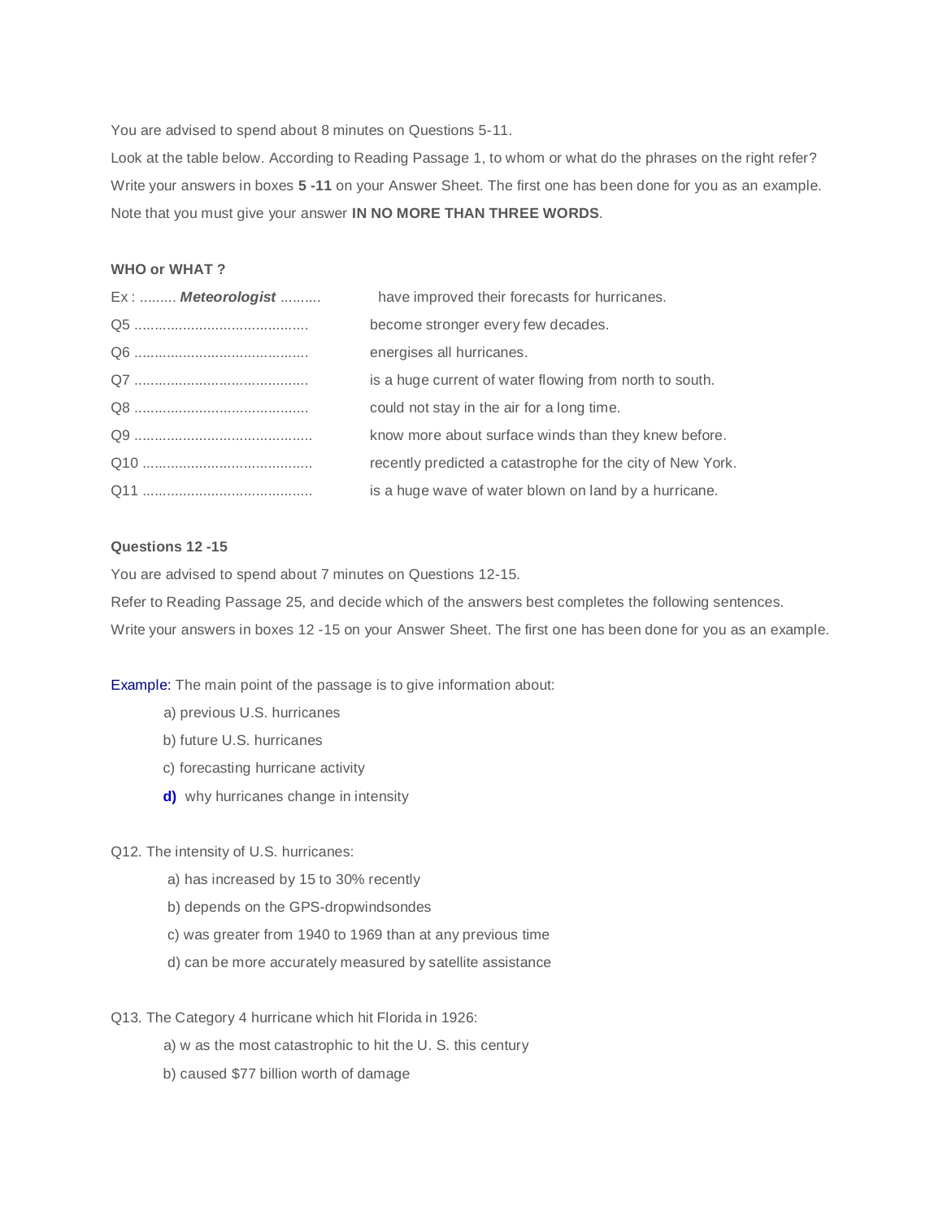You are advised to spend about 8 minutes on Questions 5-11.

Look at the table below. According to Reading Passage 1, to whom or what do the phrases on the right refer?

Write your answers in boxes **5 -11** on your Answer Sheet. The first one has been done for you as an example.

Note that you must give your answer **IN NO MORE THAN THREE WORDS**.

**WHO or WHAT ?**

| | |
|---|---|
| Ex : ......... ***Meteorologist*** .......... | have improved their forecasts for hurricanes. |
| Q5 ........................................... | become stronger every few decades. |
| Q6 ........................................... | energises all hurricanes. |
| Q7 ........................................... | is a huge current of water flowing from north to south. |
| Q8 ........................................... | could not stay in the air for a long time. |
| Q9 ............................................ | know more about surface winds than they knew before. |
| Q10 .......................................... | recently predicted a catastrophe for the city of New York. |
| Q11 .......................................... | is a huge wave of water blown on land by a hurricane. |

**Questions 12 -15**

You are advised to spend about 7 minutes on Questions 12-15.

Refer to Reading Passage 25, and decide which of the answers best completes the following sentences.

Write your answers in boxes 12 -15 on your Answer Sheet. The first one has been done for you as an example.

Example: The main point of the passage is to give information about:

a) previous U.S. hurricanes

b) future U.S. hurricanes

c) forecasting hurricane activity

**d)** why hurricanes change in intensity

Q12. The intensity of U.S. hurricanes:

a) has increased by 15 to 30% recently

b) depends on the GPS-dropwindsondes

c) was greater from 1940 to 1969 than at any previous time

d) can be more accurately measured by satellite assistance

Q13. The Category 4 hurricane which hit Florida in 1926:

a) w as the most catastrophic to hit the U. S. this century

b) caused $77 billion worth of damage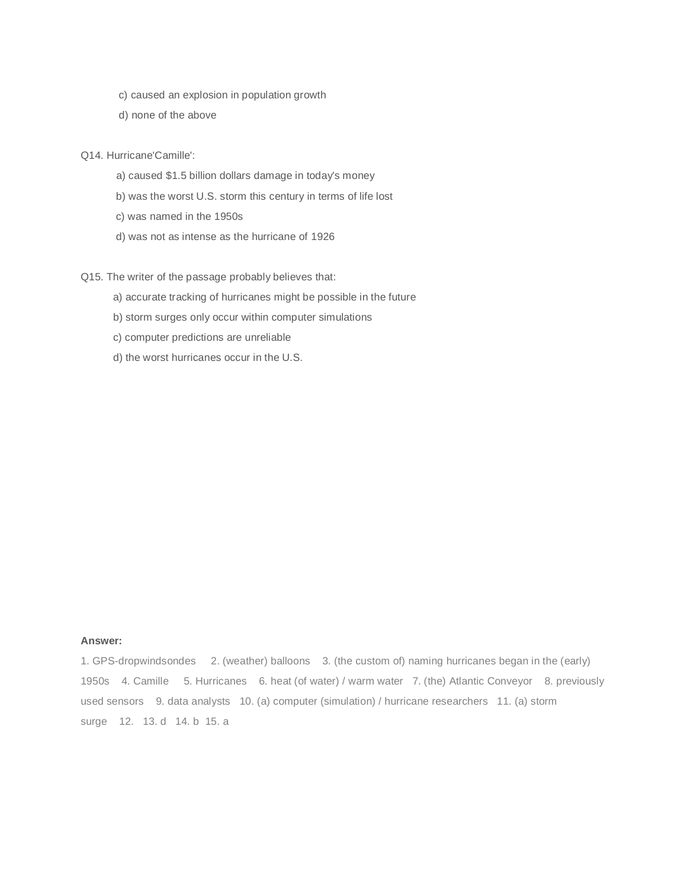c) caused an explosion in population growth

d) none of the above

Q14. Hurricane'Camille':

a) caused $1.5 billion dollars damage in today's money

b) was the worst U.S. storm this century in terms of life lost

c) was named in the 1950s

d) was not as intense as the hurricane of 1926

Q15. The writer of the passage probably believes that:

a) accurate tracking of hurricanes might be possible in the future

b) storm surges only occur within computer simulations

c) computer predictions are unreliable

d) the worst hurricanes occur in the U.S.

**Answer:**

1. GPS-dropwindsondes 2. (weather) balloons 3. (the custom of) naming hurricanes began in the (early) 1950s 4. Camille 5. Hurricanes 6. heat (of water) / warm water 7. (the) Atlantic Conveyor 8. previously used sensors 9. data analysts 10. (a) computer (simulation) / hurricane researchers 11. (a) storm surge 12. 13. d 14. b 15. a